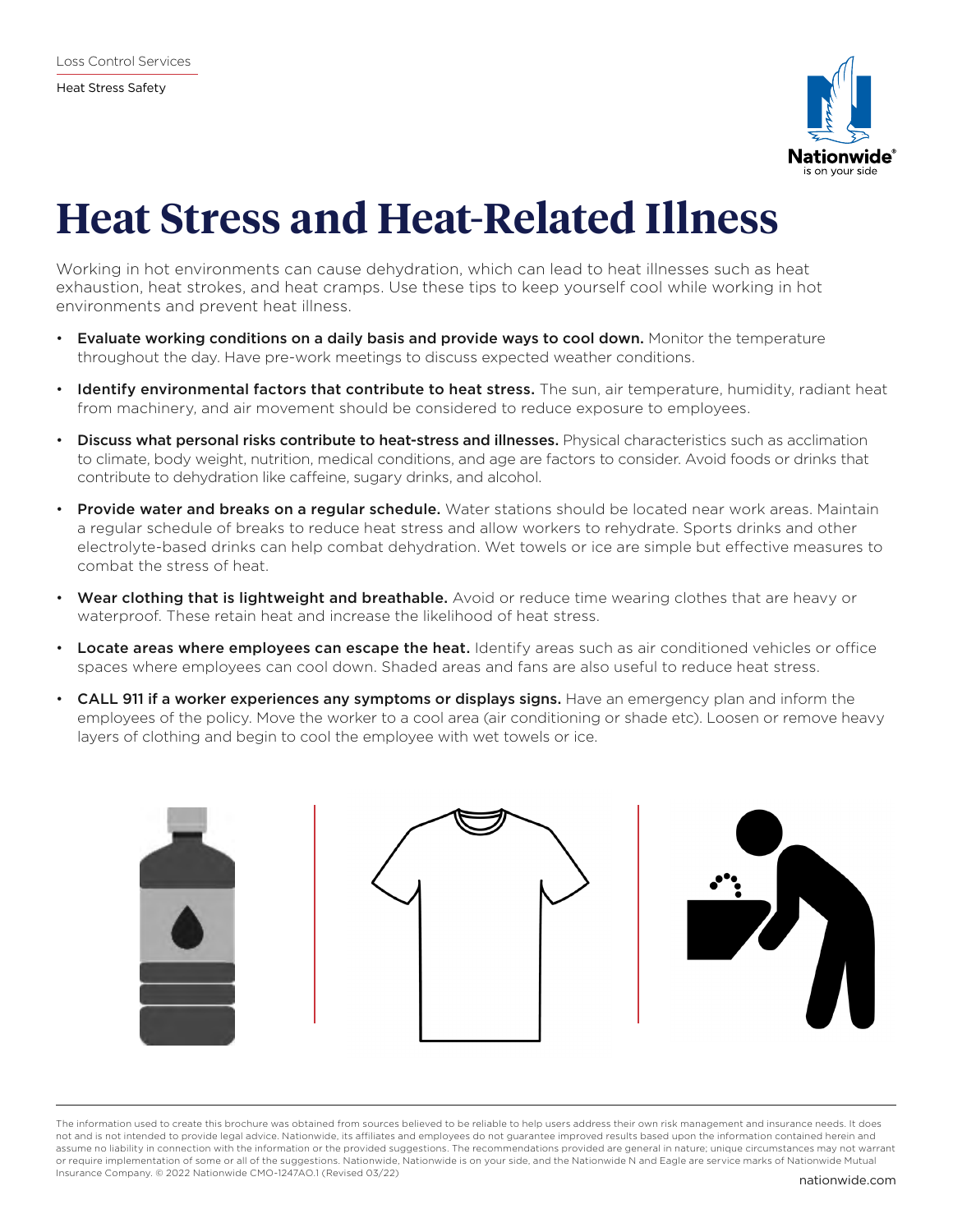Loss Control Services

Heat Stress Safety

# Heat Stress and Heat-Related Illness

Working in hot environments can cause dehydration, which can lead to heat illnesses such as heat exhaustion, heat strokes, and heat cramps. Use these tips to keep yourself cool while working in hot environments and prevent heat illness.

- **Evaluate working conditions on a daily basis and provide ways to cool down.** Monitor the temperature throughout the day. Have pre-work meetings to discuss expected weather conditions.
- **Identify environmental factors that contribute to heat stress.** The sun, air temperature, humidity, radiant heat from machinery, and air movement should be considered to reduce exposure to employees.
- **Discuss what personal risks contribute to heat-stress and illnesses.** Physical characteristics such as acclimation to climate, body weight, nutrition, medical conditions, and age are factors to consider. Avoid foods or drinks that contribute to dehydration like caffeine, sugary drinks, and alcohol.
- **Provide water and breaks on a regular schedule.** Water stations should be located near work areas. Maintain a regular schedule of breaks to reduce heat stress and allow workers to rehydrate. Sports drinks and other electrolyte-based drinks can help combat dehydration. Wet towels or ice are simple but effective measures to combat the stress of heat.
- **Wear clothing that is lightweight and breathable.** Avoid or reduce time wearing clothes that are heavy or waterproof. These retain heat and increase the likelihood of heat stress.
- **Locate areas where employees can escape the heat.** Identify areas such as air conditioned vehicles or office spaces where employees can cool down. Shaded areas and fans are also useful to reduce heat stress.
- **CALL 911 if a worker experiences any symptoms or displays signs.** Have an emergency plan and inform the employees of the policy. Move the worker to a cool area (air conditioning or shade etc). Loosen or remove heavy layers of clothing and begin to cool the employee with wet towels or ice.

The information used to create this brochure was obtained from sources believed to be reliable to help users address their own risk management and insurance needs. It does not and is not intended to provide legal advice. Nationwide, its affiliates and employees do not guarantee improved results based upon the information contained herein and assume no liability in connection with the information or the provided suggestions. The recommendations provided are general in nature; unique circumstances may not warrant or require implementation of some or all of the suggestions. Nationwide, Nationwide is on your side, and the Nationwide N and Eagle are service marks of Nationwide Mutual Insurance Company. © 2022 Nationwide CMO-1247AO.1 (Revised 03/22)

nationwide.com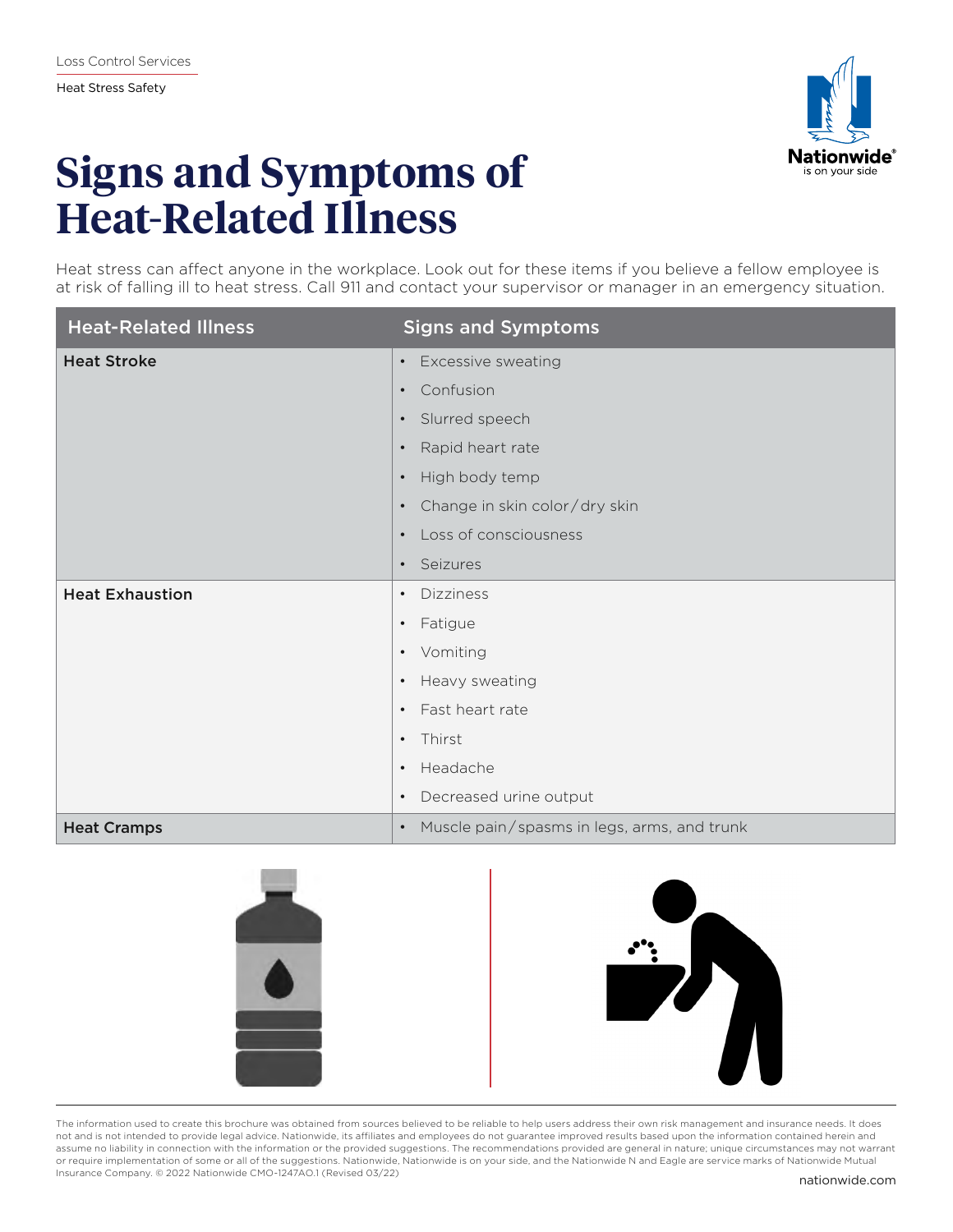Loss Control Services

Heat Stress Safety

# Signs and Symptoms of Heat-Related Illness

Heat stress can affect anyone in the workplace. Look out for these items if you believe a fellow employee is at risk of falling ill to heat stress. Call 911 and contact your supervisor or manager in an emergency situation.

| Heat-Related Illness | Signs and Symptoms |
|---|---|
| **Heat Stroke** | • Excessive sweating<br>• Confusion<br>• Slurred speech<br>• Rapid heart rate<br>• High body temp<br>• Change in skin color/dry skin<br>• Loss of consciousness<br>• Seizures |
| **Heat Exhaustion** | • Dizziness<br>• Fatigue<br>• Vomiting<br>• Heavy sweating<br>• Fast heart rate<br>• Thirst<br>• Headache<br>• Decreased urine output |
| **Heat Cramps** | • Muscle pain/spasms in legs, arms, and trunk |

The information used to create this brochure was obtained from sources believed to be reliable to help users address their own risk management and insurance needs. It does not and is not intended to provide legal advice. Nationwide, its affiliates and employees do not guarantee improved results based upon the information contained herein and assume no liability in connection with the information or the provided suggestions. The recommendations provided are general in nature; unique circumstances may not warrant or require implementation of some or all of the suggestions. Nationwide, Nationwide is on your side, and the Nationwide N and Eagle are service marks of Nationwide Mutual Insurance Company. © 2022 Nationwide CMO-1247AO.1 (Revised 03/22)

nationwide.com